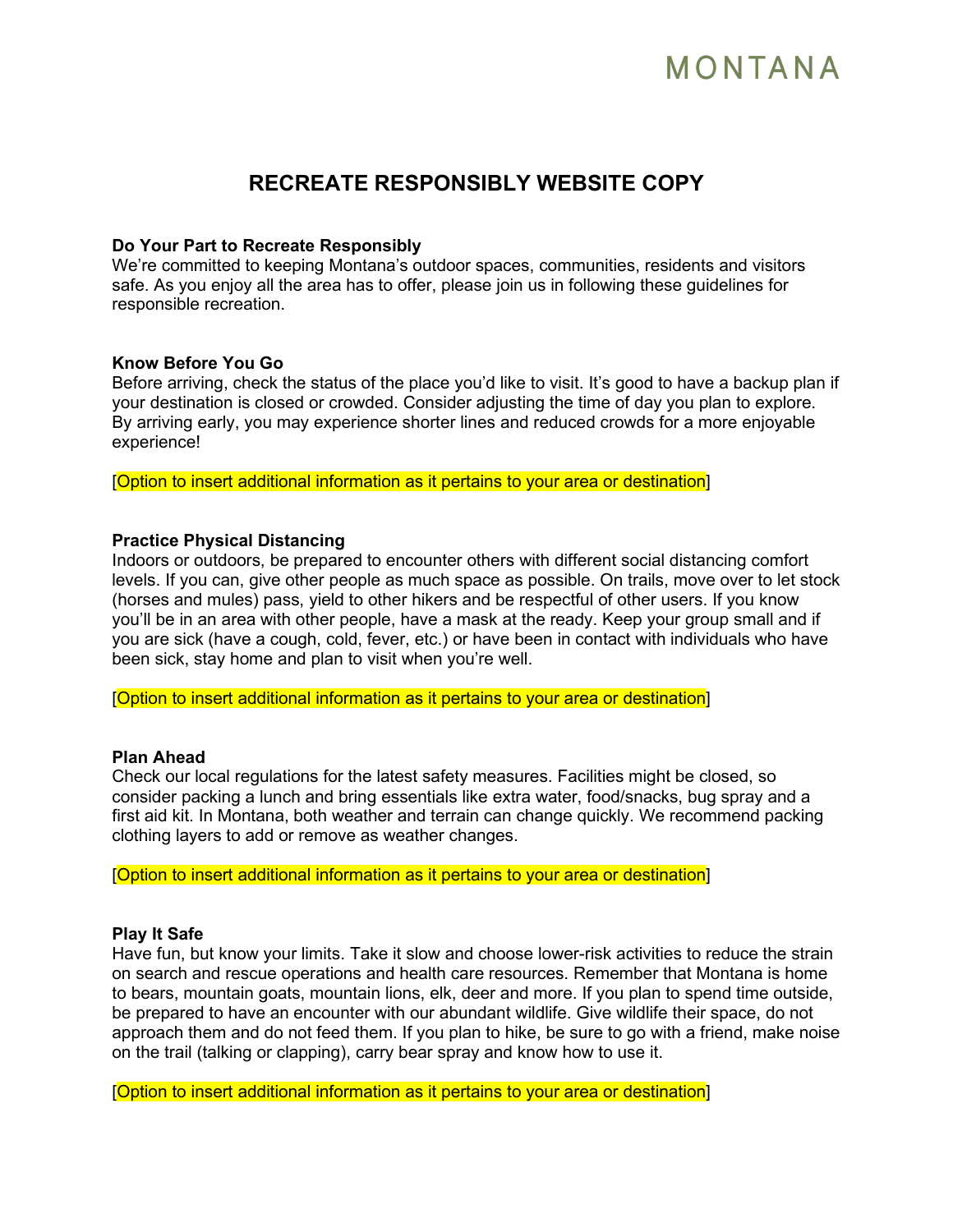MONTANA

# RECREATE RESPONSIBLY WEBSITE COPY

**Do Your Part to Recreate Responsibly**

We're committed to keeping Montana's outdoor spaces, communities, residents and visitors safe. As you enjoy all the area has to offer, please join us in following these guidelines for responsible recreation.

**Know Before You Go**

Before arriving, check the status of the place you'd like to visit. It's good to have a backup plan if your destination is closed or crowded. Consider adjusting the time of day you plan to explore. By arriving early, you may experience shorter lines and reduced crowds for a more enjoyable experience!

[Option to insert additional information as it pertains to your area or destination]

**Practice Physical Distancing**

Indoors or outdoors, be prepared to encounter others with different social distancing comfort levels. If you can, give other people as much space as possible. On trails, move over to let stock (horses and mules) pass, yield to other hikers and be respectful of other users. If you know you'll be in an area with other people, have a mask at the ready. Keep your group small and if you are sick (have a cough, cold, fever, etc.) or have been in contact with individuals who have been sick, stay home and plan to visit when you're well.

[Option to insert additional information as it pertains to your area or destination]

**Plan Ahead**

Check our local regulations for the latest safety measures. Facilities might be closed, so consider packing a lunch and bring essentials like extra water, food/snacks, bug spray and a first aid kit. In Montana, both weather and terrain can change quickly. We recommend packing clothing layers to add or remove as weather changes.

[Option to insert additional information as it pertains to your area or destination]

**Play It Safe**

Have fun, but know your limits. Take it slow and choose lower-risk activities to reduce the strain on search and rescue operations and health care resources. Remember that Montana is home to bears, mountain goats, mountain lions, elk, deer and more. If you plan to spend time outside, be prepared to have an encounter with our abundant wildlife. Give wildlife their space, do not approach them and do not feed them. If you plan to hike, be sure to go with a friend, make noise on the trail (talking or clapping), carry bear spray and know how to use it.

[Option to insert additional information as it pertains to your area or destination]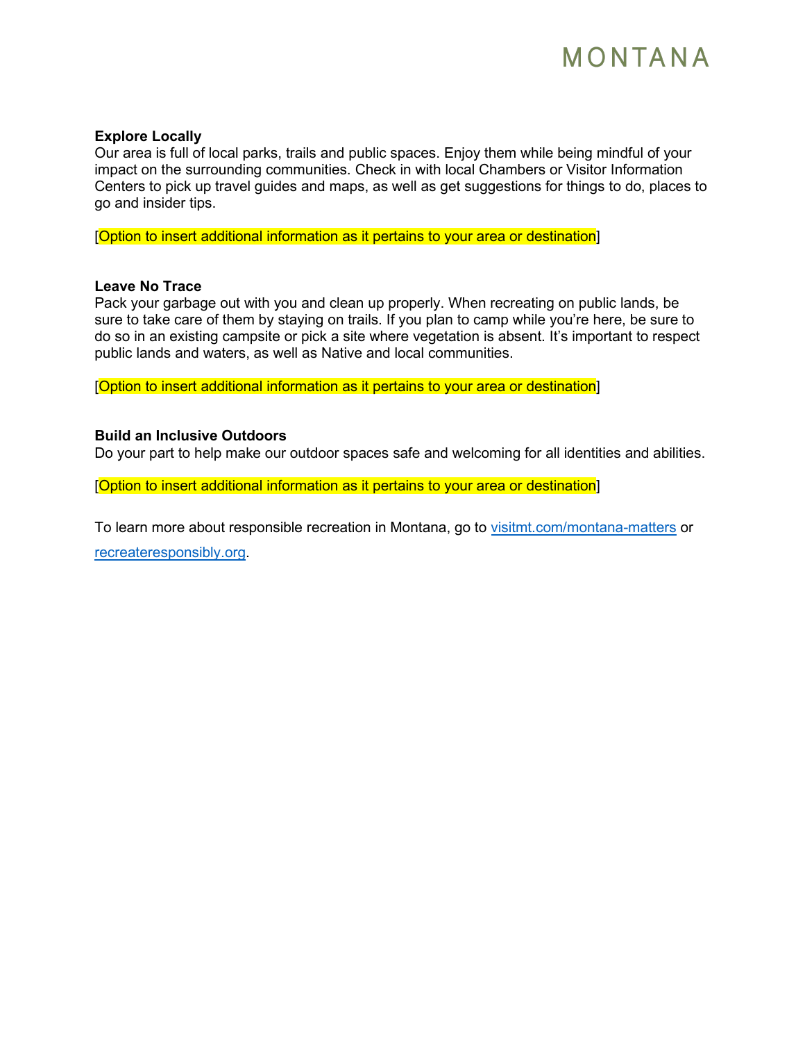**Explore Locally**

Our area is full of local parks, trails and public spaces. Enjoy them while being mindful of your impact on the surrounding communities. Check in with local Chambers or Visitor Information Centers to pick up travel guides and maps, as well as get suggestions for things to do, places to go and insider tips.

[Option to insert additional information as it pertains to your area or destination]

**Leave No Trace**

Pack your garbage out with you and clean up properly. When recreating on public lands, be sure to take care of them by staying on trails. If you plan to camp while you're here, be sure to do so in an existing campsite or pick a site where vegetation is absent. It's important to respect public lands and waters, as well as Native and local communities.

[Option to insert additional information as it pertains to your area or destination]

**Build an Inclusive Outdoors**

Do your part to help make our outdoor spaces safe and welcoming for all identities and abilities.

[Option to insert additional information as it pertains to your area or destination]

To learn more about responsible recreation in Montana, go to [visitmt.com/montana-matters](visitmt.com/montana-matters) or [recreateresponsibly.org](recreateresponsibly.org).